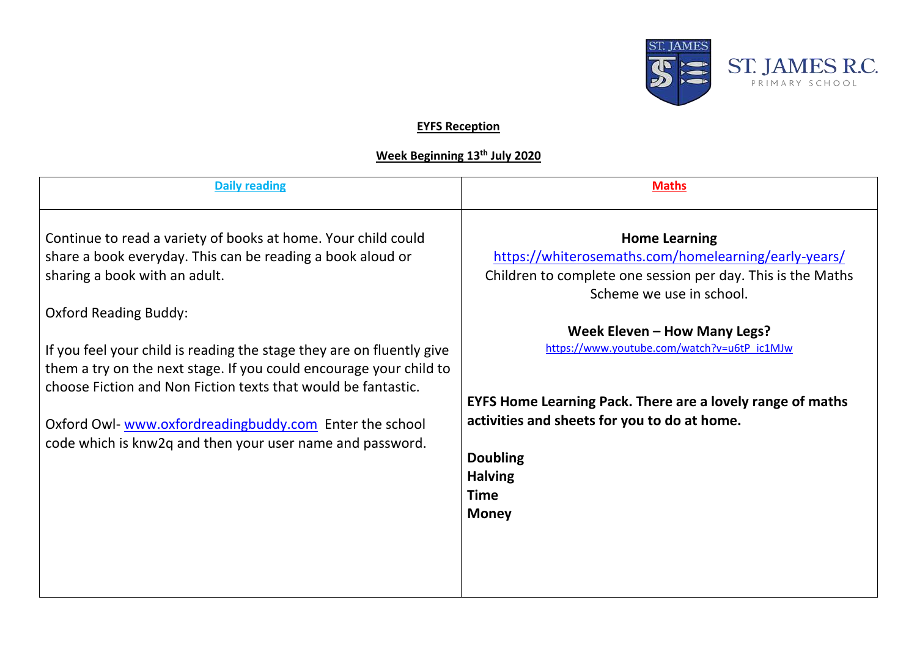ST. JAMES R.C. PRIMARY SCHOOL

**EYFS Reception**

**Week Beginning 13th July 2020**

| Daily reading | Maths |
|---|---|
| Continue to read a variety of books at home. Your child could share a book everyday. This can be reading a book aloud or sharing a book with an adult.<br><br>Oxford Reading Buddy:<br><br>If you feel your child is reading the stage they are on fluently give them a try on the next stage. If you could encourage your child to choose Fiction and Non Fiction texts that would be fantastic.<br><br>Oxford Owl- www.oxfordreadingbuddy.com Enter the school code which is knw2q and then your user name and password. | **Home Learning**<br>https://whiterosemaths.com/homelearning/early-years/<br>Children to complete one session per day. This is the Maths Scheme we use in school.<br><br>**Week Eleven – How Many Legs?**<br>https://www.youtube.com/watch?v=u6tP_ic1MJw<br><br>**EYFS Home Learning Pack. There are a lovely range of maths activities and sheets for you to do at home.**<br><br>**Doubling**<br>**Halving**<br>**Time**<br>**Money** |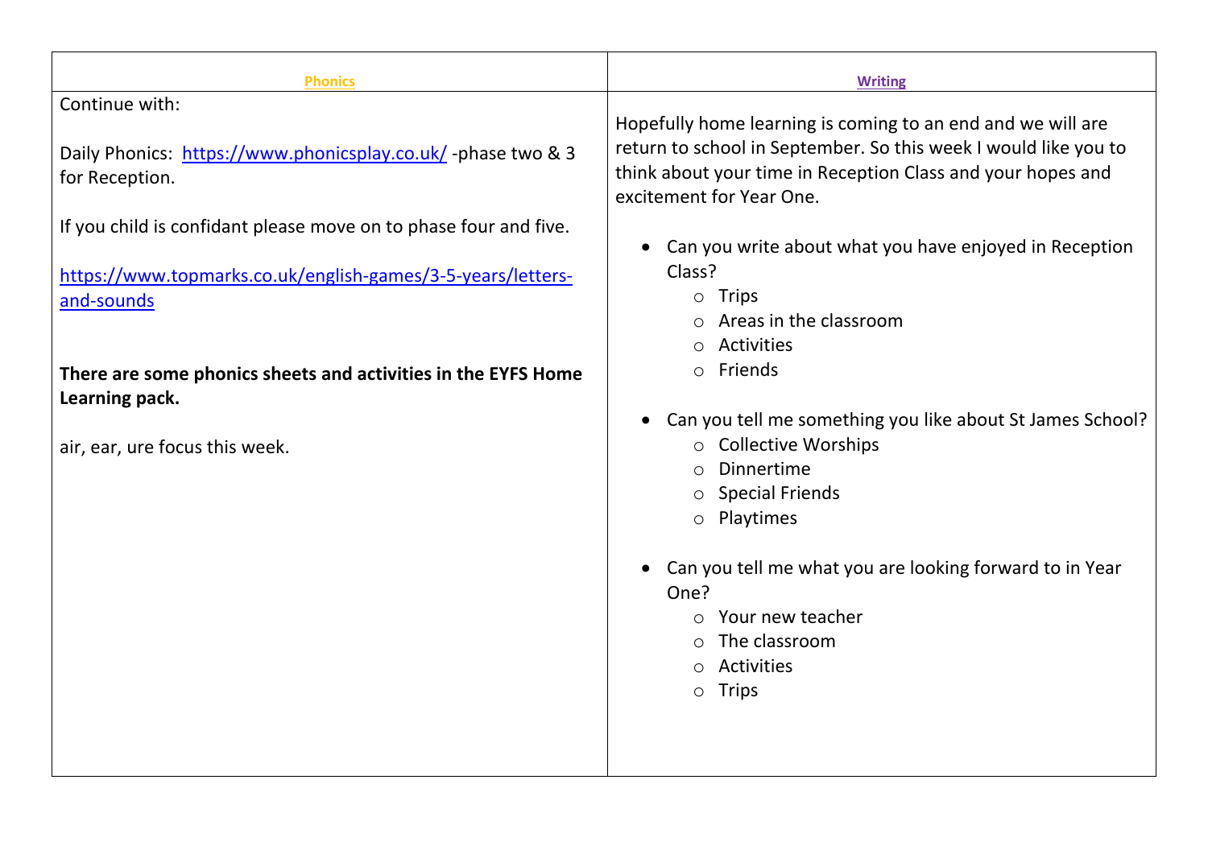| Phonics | Writing |
| --- | --- |
| Continue with:<br><br>Daily Phonics: https://www.phonicsplay.co.uk/ -phase two & 3 for Reception.<br><br>If you child is confidant please move on to phase four and five.<br><br>https://www.topmarks.co.uk/english-games/3-5-years/letters-and-sounds<br><br>**There are some phonics sheets and activities in the EYFS Home Learning pack.**<br><br>air, ear, ure focus this week. | Hopefully home learning is coming to an end and we will are return to school in September. So this week I would like you to think about your time in Reception Class and your hopes and excitement for Year One.<br><br>• Can you write about what you have enjoyed in Reception Class?<br>&nbsp;&nbsp;&nbsp;&nbsp;○ Trips<br>&nbsp;&nbsp;&nbsp;&nbsp;○ Areas in the classroom<br>&nbsp;&nbsp;&nbsp;&nbsp;○ Activities<br>&nbsp;&nbsp;&nbsp;&nbsp;○ Friends<br><br>• Can you tell me something you like about St James School?<br>&nbsp;&nbsp;&nbsp;&nbsp;○ Collective Worships<br>&nbsp;&nbsp;&nbsp;&nbsp;○ Dinnertime<br>&nbsp;&nbsp;&nbsp;&nbsp;○ Special Friends<br>&nbsp;&nbsp;&nbsp;&nbsp;○ Playtimes<br><br>• Can you tell me what you are looking forward to in Year One?<br>&nbsp;&nbsp;&nbsp;&nbsp;○ Your new teacher<br>&nbsp;&nbsp;&nbsp;&nbsp;○ The classroom<br>&nbsp;&nbsp;&nbsp;&nbsp;○ Activities<br>&nbsp;&nbsp;&nbsp;&nbsp;○ Trips |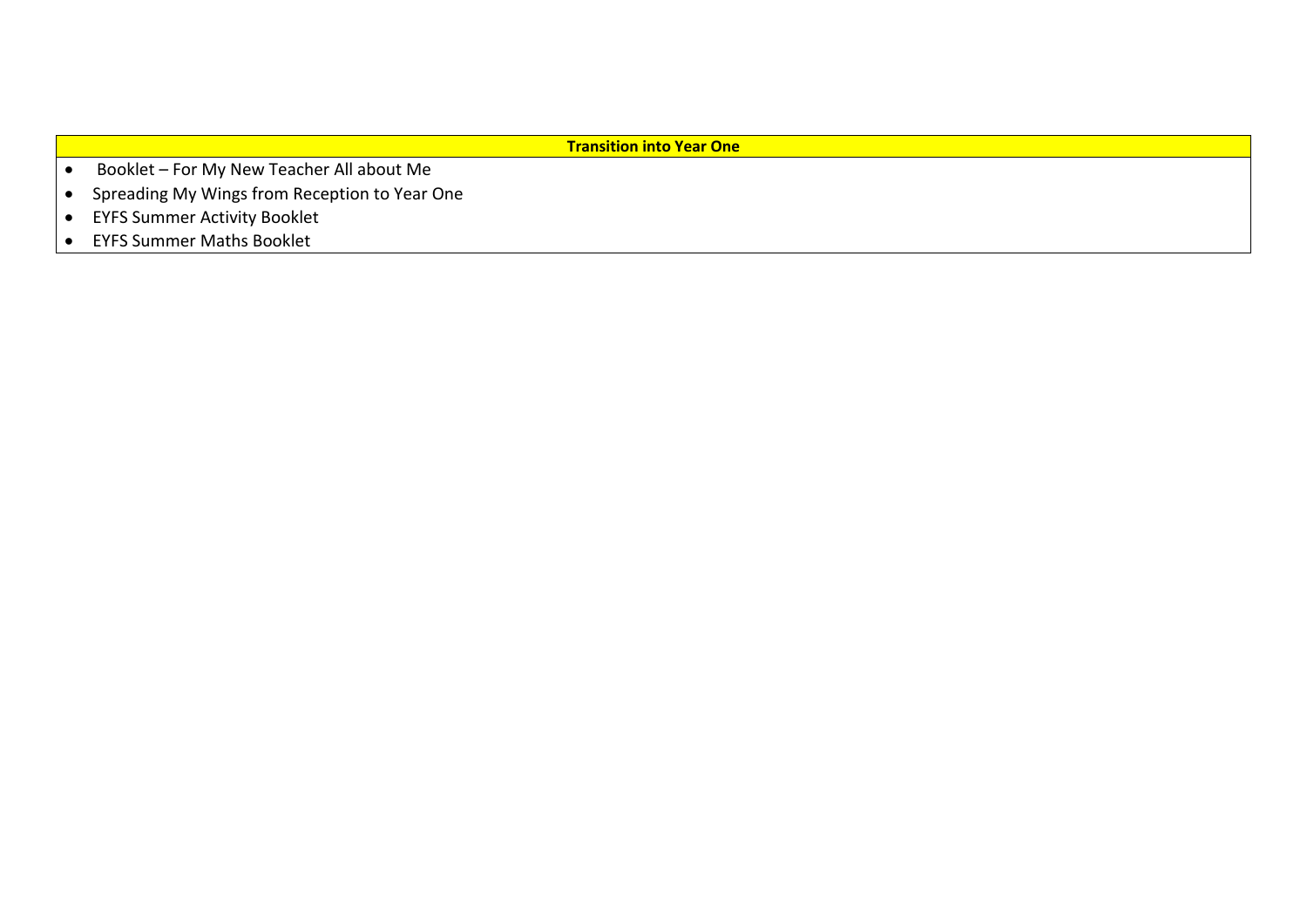| Transition into Year One |
|---|
| • Booklet – For My New Teacher All about Me<br>• Spreading My Wings from Reception to Year One<br>• EYFS Summer Activity Booklet<br>• EYFS Summer Maths Booklet |